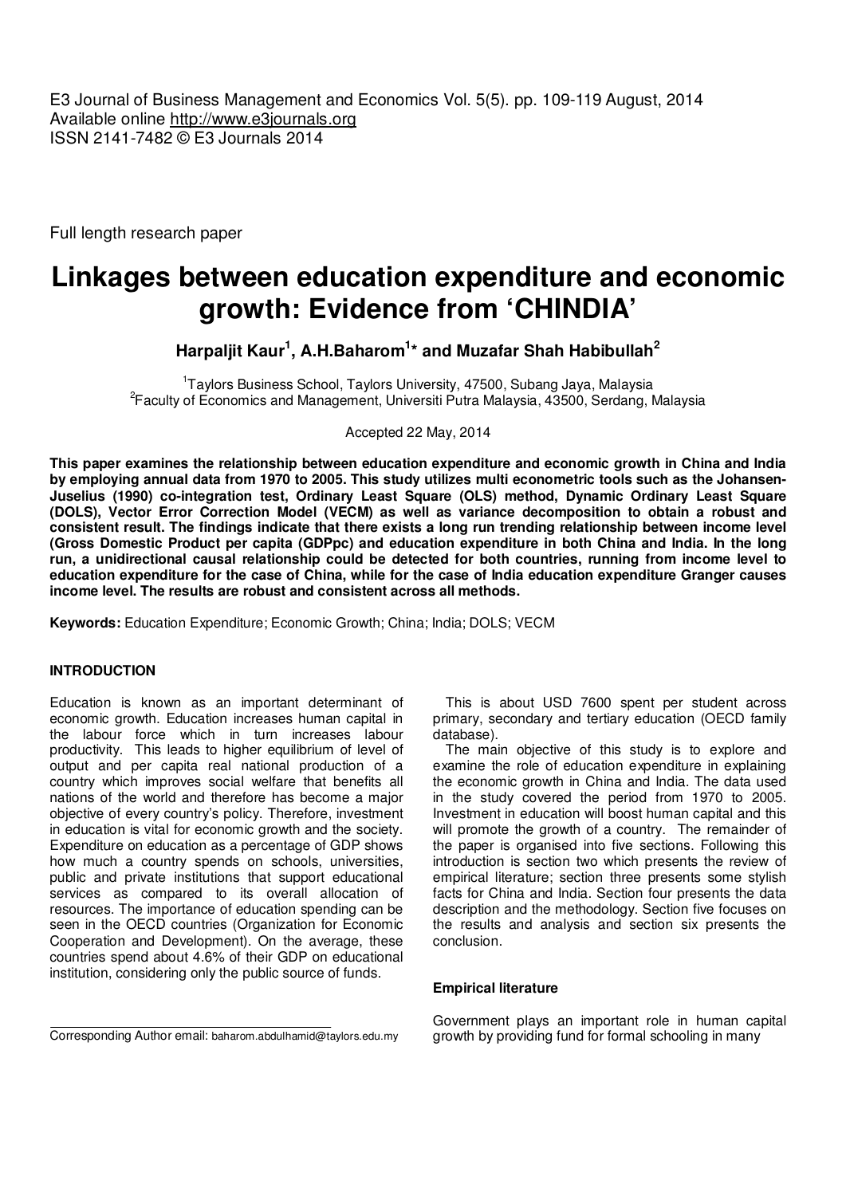E3 Journal of Business Management and Economics Vol. 5(5). pp. 109-119 August, 2014
Available online http://www.e3journals.org
ISSN 2141-7482 © E3 Journals 2014

Full length research paper

# Linkages between education expenditure and economic growth: Evidence from 'CHINDIA'

**Harpaljit Kaur[1], A.H.Baharom[1]* and Muzafar Shah Habibullah[2]**

[1]Taylors Business School, Taylors University, 47500, Subang Jaya, Malaysia
[2]Faculty of Economics and Management, Universiti Putra Malaysia, 43500, Serdang, Malaysia

Accepted 22 May, 2014

**This paper examines the relationship between education expenditure and economic growth in China and India by employing annual data from 1970 to 2005. This study utilizes multi econometric tools such as the Johansen-Juselius (1990) co-integration test, Ordinary Least Square (OLS) method, Dynamic Ordinary Least Square (DOLS), Vector Error Correction Model (VECM) as well as variance decomposition to obtain a robust and consistent result. The findings indicate that there exists a long run trending relationship between income level (Gross Domestic Product per capita (GDPpc) and education expenditure in both China and India. In the long run, a unidirectional causal relationship could be detected for both countries, running from income level to education expenditure for the case of China, while for the case of India education expenditure Granger causes income level. The results are robust and consistent across all methods.**

**Keywords:** Education Expenditure; Economic Growth; China; India; DOLS; VECM

## INTRODUCTION

Education is known as an important determinant of economic growth. Education increases human capital in the labour force which in turn increases labour productivity. This leads to higher equilibrium of level of output and per capita real national production of a country which improves social welfare that benefits all nations of the world and therefore has become a major objective of every country's policy. Therefore, investment in education is vital for economic growth and the society. Expenditure on education as a percentage of GDP shows how much a country spends on schools, universities, public and private institutions that support educational services as compared to its overall allocation of resources. The importance of education spending can be seen in the OECD countries (Organization for Economic Cooperation and Development). On the average, these countries spend about 4.6% of their GDP on educational institution, considering only the public source of funds. This is about USD 7600 spent per student across primary, secondary and tertiary education (OECD family database).

The main objective of this study is to explore and examine the role of education expenditure in explaining the economic growth in China and India. The data used in the study covered the period from 1970 to 2005. Investment in education will boost human capital and this will promote the growth of a country. The remainder of the paper is organised into five sections. Following this introduction is section two which presents the review of empirical literature; section three presents some stylish facts for China and India. Section four presents the data description and the methodology. Section five focuses on the results and analysis and section six presents the conclusion.

### Empirical literature

Government plays an important role in human capital growth by providing fund for formal schooling in many

Corresponding Author email: baharom.abdulhamid@taylors.edu.my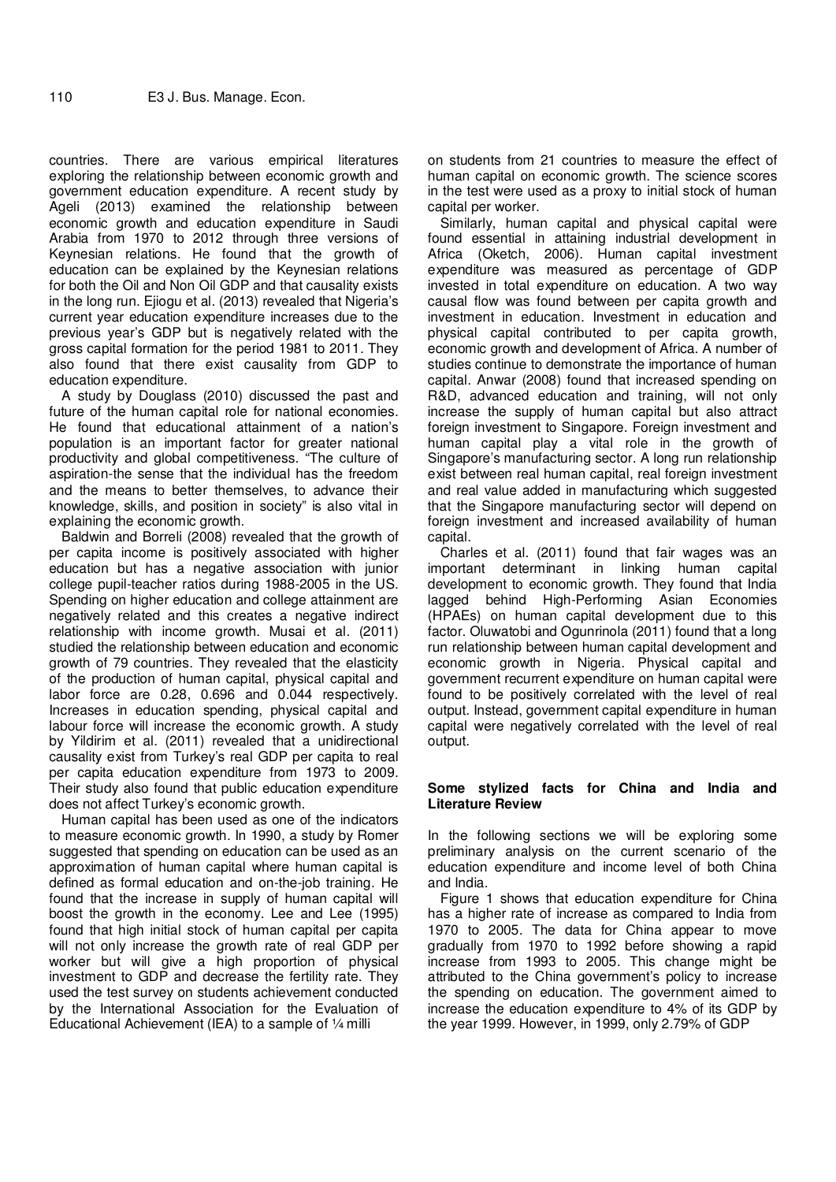countries. There are various empirical literatures exploring the relationship between economic growth and government education expenditure. A recent study by Ageli (2013) examined the relationship between economic growth and education expenditure in Saudi Arabia from 1970 to 2012 through three versions of Keynesian relations. He found that the growth of education can be explained by the Keynesian relations for both the Oil and Non Oil GDP and that causality exists in the long run. Ejiogu et al. (2013) revealed that Nigeria's current year education expenditure increases due to the previous year's GDP but is negatively related with the gross capital formation for the period 1981 to 2011. They also found that there exist causality from GDP to education expenditure.

A study by Douglass (2010) discussed the past and future of the human capital role for national economies. He found that educational attainment of a nation's population is an important factor for greater national productivity and global competitiveness. "The culture of aspiration-the sense that the individual has the freedom and the means to better themselves, to advance their knowledge, skills, and position in society" is also vital in explaining the economic growth.

Baldwin and Borreli (2008) revealed that the growth of per capita income is positively associated with higher education but has a negative association with junior college pupil-teacher ratios during 1988-2005 in the US. Spending on higher education and college attainment are negatively related and this creates a negative indirect relationship with income growth. Musai et al. (2011) studied the relationship between education and economic growth of 79 countries. They revealed that the elasticity of the production of human capital, physical capital and labor force are 0.28, 0.696 and 0.044 respectively. Increases in education spending, physical capital and labour force will increase the economic growth. A study by Yildirim et al. (2011) revealed that a unidirectional causality exist from Turkey's real GDP per capita to real per capita education expenditure from 1973 to 2009. Their study also found that public education expenditure does not affect Turkey's economic growth.

Human capital has been used as one of the indicators to measure economic growth. In 1990, a study by Romer suggested that spending on education can be used as an approximation of human capital where human capital is defined as formal education and on-the-job training. He found that the increase in supply of human capital will boost the growth in the economy. Lee and Lee (1995) found that high initial stock of human capital per capita will not only increase the growth rate of real GDP per worker but will give a high proportion of physical investment to GDP and decrease the fertility rate. They used the test survey on students achievement conducted by the International Association for the Evaluation of Educational Achievement (IEA) to a sample of ¼ milli on students from 21 countries to measure the effect of human capital on economic growth. The science scores in the test were used as a proxy to initial stock of human capital per worker.

Similarly, human capital and physical capital were found essential in attaining industrial development in Africa (Oketch, 2006). Human capital investment expenditure was measured as percentage of GDP invested in total expenditure on education. A two way causal flow was found between per capita growth and investment in education. Investment in education and physical capital contributed to per capita growth, economic growth and development of Africa. A number of studies continue to demonstrate the importance of human capital. Anwar (2008) found that increased spending on R&D, advanced education and training, will not only increase the supply of human capital but also attract foreign investment to Singapore. Foreign investment and human capital play a vital role in the growth of Singapore's manufacturing sector. A long run relationship exist between real human capital, real foreign investment and real value added in manufacturing which suggested that the Singapore manufacturing sector will depend on foreign investment and increased availability of human capital.

Charles et al. (2011) found that fair wages was an important determinant in linking human capital development to economic growth. They found that India lagged behind High-Performing Asian Economies (HPAEs) on human capital development due to this factor. Oluwatobi and Ogunrinola (2011) found that a long run relationship between human capital development and economic growth in Nigeria. Physical capital and government recurrent expenditure on human capital were found to be positively correlated with the level of real output. Instead, government capital expenditure in human capital were negatively correlated with the level of real output.

## Some stylized facts for China and India and Literature Review

In the following sections we will be exploring some preliminary analysis on the current scenario of the education expenditure and income level of both China and India.

Figure 1 shows that education expenditure for China has a higher rate of increase as compared to India from 1970 to 2005. The data for China appear to move gradually from 1970 to 1992 before showing a rapid increase from 1993 to 2005. This change might be attributed to the China government's policy to increase the spending on education. The government aimed to increase the education expenditure to 4% of its GDP by the year 1999. However, in 1999, only 2.79% of GDP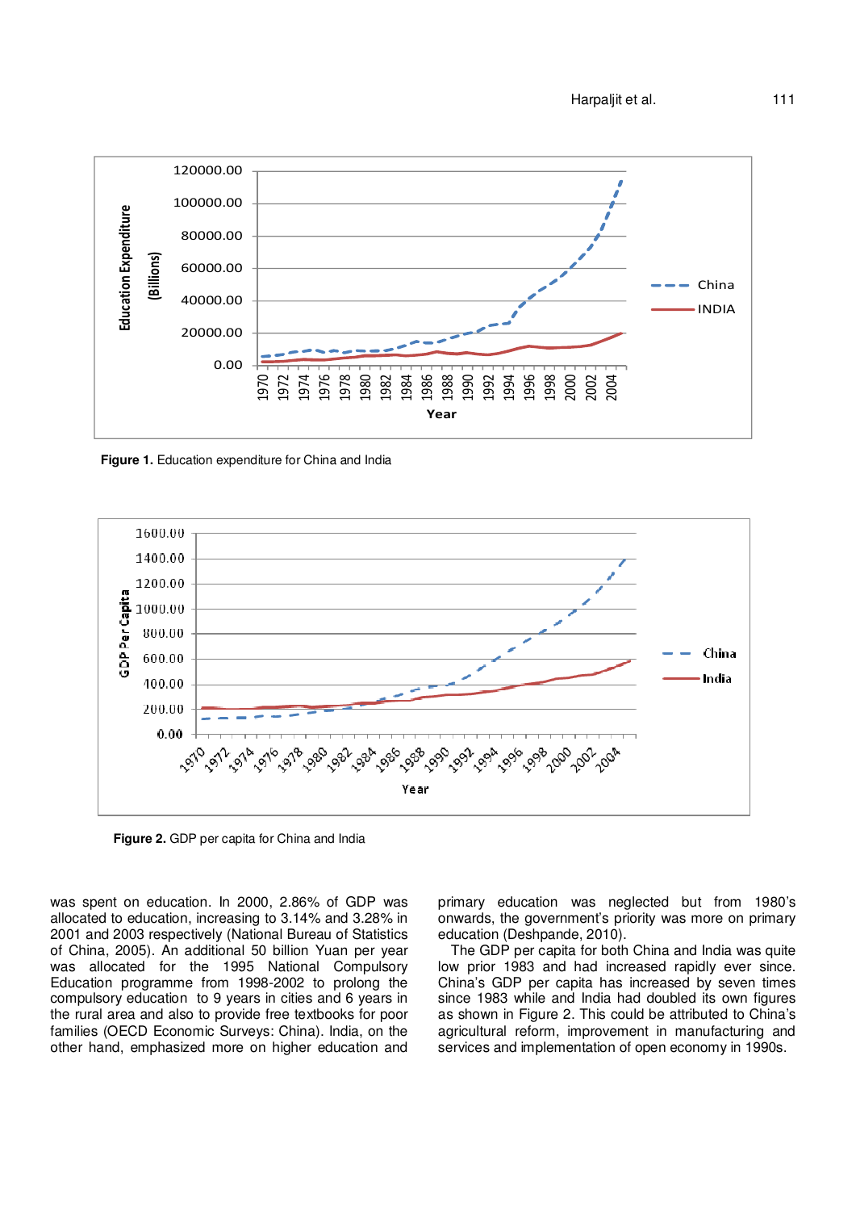Figure 1. Education expenditure for China and India

Figure 2. GDP per capita for China and India

was spent on education. In 2000, 2.86% of GDP was allocated to education, increasing to 3.14% and 3.28% in 2001 and 2003 respectively (National Bureau of Statistics of China, 2005). An additional 50 billion Yuan per year was allocated for the 1995 National Compulsory Education programme from 1998-2002 to prolong the compulsory education to 9 years in cities and 6 years in the rural area and also to provide free textbooks for poor families (OECD Economic Surveys: China). India, on the other hand, emphasized more on higher education and primary education was neglected but from 1980's onwards, the government's priority was more on primary education (Deshpande, 2010).

The GDP per capita for both China and India was quite low prior 1983 and had increased rapidly ever since. China's GDP per capita has increased by seven times since 1983 while and India had doubled its own figures as shown in Figure 2. This could be attributed to China's agricultural reform, improvement in manufacturing and services and implementation of open economy in 1990s.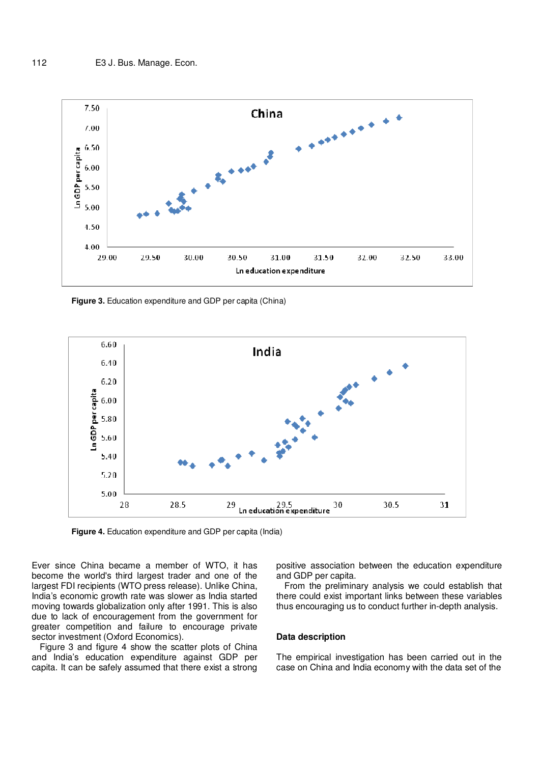Figure 3. Education expenditure and GDP per capita (China)

Figure 4. Education expenditure and GDP per capita (India)

Ever since China became a member of WTO, it has become the world's third largest trader and one of the largest FDI recipients (WTO press release). Unlike China, India's economic growth rate was slower as India started moving towards globalization only after 1991. This is also due to lack of encouragement from the government for greater competition and failure to encourage private sector investment (Oxford Economics).

Figure 3 and figure 4 show the scatter plots of China and India's education expenditure against GDP per capita. It can be safely assumed that there exist a strong positive association between the education expenditure and GDP per capita.

From the preliminary analysis we could establish that there could exist important links between these variables thus encouraging us to conduct further in-depth analysis.

## Data description

The empirical investigation has been carried out in the case on China and India economy with the data set of the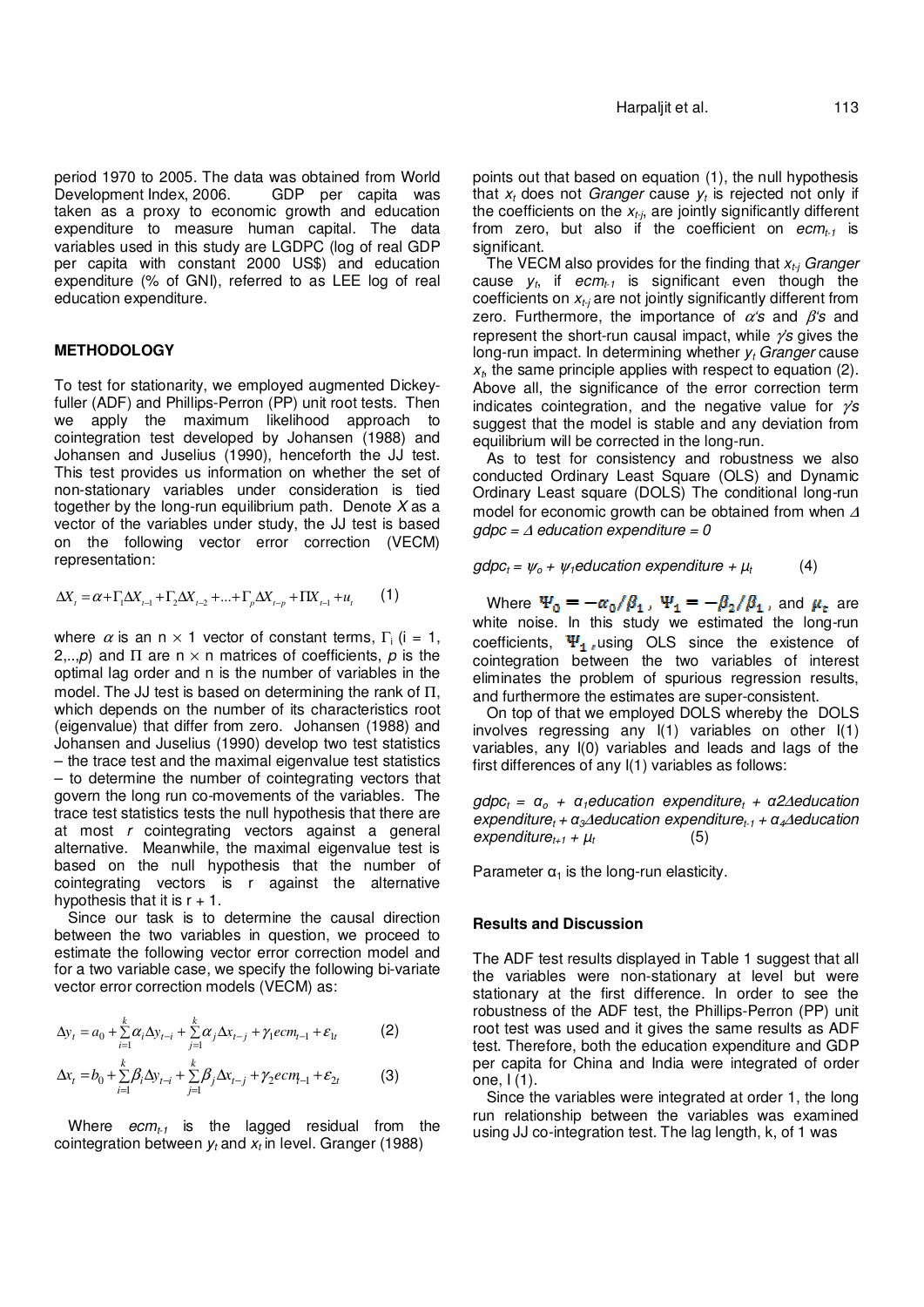period 1970 to 2005. The data was obtained from World Development Index, 2006. GDP per capita was taken as a proxy to economic growth and education expenditure to measure human capital. The data variables used in this study are LGDPC (log of real GDP per capita with constant 2000 US$) and education expenditure (% of GNI), referred to as LEE log of real education expenditure.

## METHODOLOGY

To test for stationarity, we employed augmented Dickey-fuller (ADF) and Phillips-Perron (PP) unit root tests. Then we apply the maximum likelihood approach to cointegration test developed by Johansen (1988) and Johansen and Juselius (1990), henceforth the JJ test. This test provides us information on whether the set of non-stationary variables under consideration is tied together by the long-run equilibrium path. Denote $X$ as a vector of the variables under study, the JJ test is based on the following vector error correction (VECM) representation:

$$\Delta X_t = \alpha + \Gamma_1 \Delta X_{t-1} + \Gamma_2 \Delta X_{t-2} + ... + \Gamma_p \Delta X_{t-p} + \Pi X_{t-1} + u_t \qquad (1)$$

where $\alpha$ is an $n \times 1$ vector of constant terms, $\Gamma_i$ (i = 1, 2,..,$p$) and $\Pi$ are $n \times n$ matrices of coefficients, $p$ is the optimal lag order and n is the number of variables in the model. The JJ test is based on determining the rank of $\Pi$, which depends on the number of its characteristics root (eigenvalue) that differ from zero. Johansen (1988) and Johansen and Juselius (1990) develop two test statistics – the trace test and the maximal eigenvalue test statistics – to determine the number of cointegrating vectors that govern the long run co-movements of the variables. The trace test statistics tests the null hypothesis that there are at most $r$ cointegrating vectors against a general alternative. Meanwhile, the maximal eigenvalue test is based on the null hypothesis that the number of cointegrating vectors is r against the alternative hypothesis that it is r + 1.

Since our task is to determine the causal direction between the two variables in question, we proceed to estimate the following vector error correction model and for a two variable case, we specify the following bi-variate vector error correction models (VECM) as:

$$\Delta y_t = a_0 + \sum_{i=1}^{k} \alpha_i \Delta y_{t-i} + \sum_{j=1}^{k} \alpha_j \Delta x_{t-j} + \gamma_1 ecm_{t-1} + \varepsilon_{1t} \qquad (2)$$

$$\Delta x_t = b_0 + \sum_{i=1}^{k} \beta_i \Delta y_{t-i} + \sum_{j=1}^{k} \beta_j \Delta x_{t-j} + \gamma_2 ecm_{t-1} + \varepsilon_{2t} \qquad (3)$$

Where $ecm_{t-1}$ is the lagged residual from the cointegration between $y_t$ and $x_t$ in level. Granger (1988) points out that based on equation (1), the null hypothesis that $x_t$ does not *Granger* cause $y_t$ is rejected not only if the coefficients on the $x_{t-j}$, are jointly significantly different from zero, but also if the coefficient on $ecm_{t-1}$ is significant.

The VECM also provides for the finding that $x_{t-j}$ *Granger* cause $y_t$, if $ecm_{t-1}$ is significant even though the coefficients on $x_{t-j}$ are not jointly significantly different from zero. Furthermore, the importance of $\alpha$'s and $\beta$'s and represent the short-run causal impact, while $\gamma$'s gives the long-run impact. In determining whether $y_t$ *Granger* cause $x_t$, the same principle applies with respect to equation (2). Above all, the significance of the error correction term indicates cointegration, and the negative value for $\gamma$'s suggest that the model is stable and any deviation from equilibrium will be corrected in the long-run.

As to test for consistency and robustness we also conducted Ordinary Least Square (OLS) and Dynamic Ordinary Least square (DOLS) The conditional long-run model for economic growth can be obtained from when $\Delta$ *gdpc* = $\Delta$ *education expenditure* = 0

$$gdpc_t = \psi_o + \psi_1 education\ expenditure + \mu_t \qquad (4)$$

Where $\Psi_0 = -\alpha_0/\beta_1$, $\Psi_1 = -\beta_2/\beta_1$, and $\mu_t$ are white noise. In this study we estimated the long-run coefficients, $\Psi_1$, using OLS since the existence of cointegration between the two variables of interest eliminates the problem of spurious regression results, and furthermore the estimates are super-consistent.

On top of that we employed DOLS whereby the DOLS involves regressing any I(1) variables on other I(1) variables, any I(0) variables and leads and lags of the first differences of any I(1) variables as follows:

$$gdpc_t = \alpha_o + \alpha_1 education\ expenditure_t + \alpha 2 \Delta education\ expenditure_t + \alpha_3 \Delta education\ expenditure_{t-1} + \alpha_4 \Delta education\ expenditure_{t+1} + \mu_t \qquad (5)$$

Parameter $\alpha_1$ is the long-run elasticity.

### Results and Discussion

The ADF test results displayed in Table 1 suggest that all the variables were non-stationary at level but were stationary at the first difference. In order to see the robustness of the ADF test, the Phillips-Perron (PP) unit root test was used and it gives the same results as ADF test. Therefore, both the education expenditure and GDP per capita for China and India were integrated of order one, I (1).

Since the variables were integrated at order 1, the long run relationship between the variables was examined using JJ co-integration test. The lag length, k, of 1 was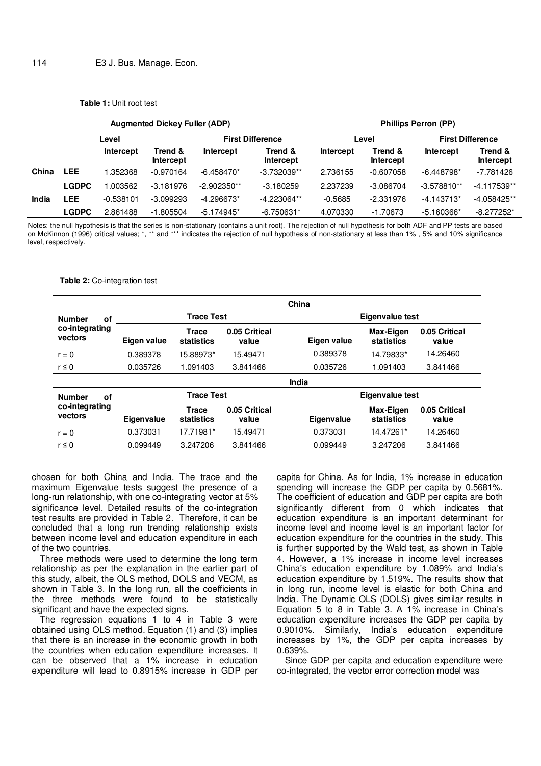**Table 1:** Unit root test

| | | Augmented Dickey Fuller (ADP) | | | | Phillips Perron (PP) | | | |
|---|---|---|---|---|---|---|---|---|---|
| | | Level | | First Difference | | Level | | First Difference | |
| | | Intercept | Trend & Intercept | Intercept | Trend & Intercept | Intercept | Trend & Intercept | Intercept | Trend & Intercept |
| China | LEE | 1.352368 | -0.970164 | -6.458470* | -3.732039** | 2.736155 | -0.607058 | -6.448798* | -7.781426 |
| | LGDPC | 1.003562 | -3.181976 | -2.902350** | -3.180259 | 2.237239 | -3.086704 | -3.578810** | -4.117539** |
| India | LEE | -0.538101 | -3.099293 | -4.296673* | -4.223064** | -0.5685 | -2.331976 | -4.143713* | -4.058425** |
| | LGDPC | 2.861488 | -1.805504 | -5.174945* | -6.750631* | 4.070330 | -1.70673 | -5.160366* | -8.277252* |

Notes: the null hypothesis is that the series is non-stationary (contains a unit root). The rejection of null hypothesis for both ADF and PP tests are based on McKinnon (1996) critical values; *, ** and *** indicates the rejection of null hypothesis of non-stationary at less than 1% , 5% and 10% significance level, respectively.

**Table 2:** Co-integration test

| | China | | | | | |
|---|---|---|---|---|---|---|
| **Number of co-integrating vectors** | **Trace Test** | | | **Eigenvalue test** | | |
| | Eigen value | Trace statistics | 0.05 Critical value | Eigen value | Max-Eigen statistics | 0.05 Critical value |
| r = 0 | 0.389378 | 15.88973* | 15.49471 | 0.389378 | 14.79833* | 14.26460 |
| r ≤ 0 | 0.035726 | 1.091403 | 3.841466 | 0.035726 | 1.091403 | 3.841466 |
| | **India** | | | | | |
| **Number of co-integrating vectors** | **Trace Test** | | | **Eigenvalue test** | | |
| | Eigenvalue | Trace statistics | 0.05 Critical value | Eigenvalue | Max-Eigen statistics | 0.05 Critical value |
| r = 0 | 0.373031 | 17.71981* | 15.49471 | 0.373031 | 14.47261* | 14.26460 |
| r ≤ 0 | 0.099449 | 3.247206 | 3.841466 | 0.099449 | 3.247206 | 3.841466 |

chosen for both China and India. The trace and the maximum Eigenvalue tests suggest the presence of a long-run relationship, with one co-integrating vector at 5% significance level. Detailed results of the co-integration test results are provided in Table 2. Therefore, it can be concluded that a long run trending relationship exists between income level and education expenditure in each of the two countries.

Three methods were used to determine the long term relationship as per the explanation in the earlier part of this study, albeit, the OLS method, DOLS and VECM, as shown in Table 3. In the long run, all the coefficients in the three methods were found to be statistically significant and have the expected signs.

The regression equations 1 to 4 in Table 3 were obtained using OLS method. Equation (1) and (3) implies that there is an increase in the economic growth in both the countries when education expenditure increases. It can be observed that a 1% increase in education expenditure will lead to 0.8915% increase in GDP per capita for China. As for India, 1% increase in education spending will increase the GDP per capita by 0.5681%. The coefficient of education and GDP per capita are both significantly different from 0 which indicates that education expenditure is an important determinant for income level and income level is an important factor for education expenditure for the countries in the study. This is further supported by the Wald test, as shown in Table 4. However, a 1% increase in income level increases China's education expenditure by 1.089% and India's education expenditure by 1.519%. The results show that in long run, income level is elastic for both China and India. The Dynamic OLS (DOLS) gives similar results in Equation 5 to 8 in Table 3. A 1% increase in China's education expenditure increases the GDP per capita by 0.9010%. Similarly, India's education expenditure increases by 1%, the GDP per capita increases by 0.639%.

Since GDP per capita and education expenditure were co-integrated, the vector error correction model was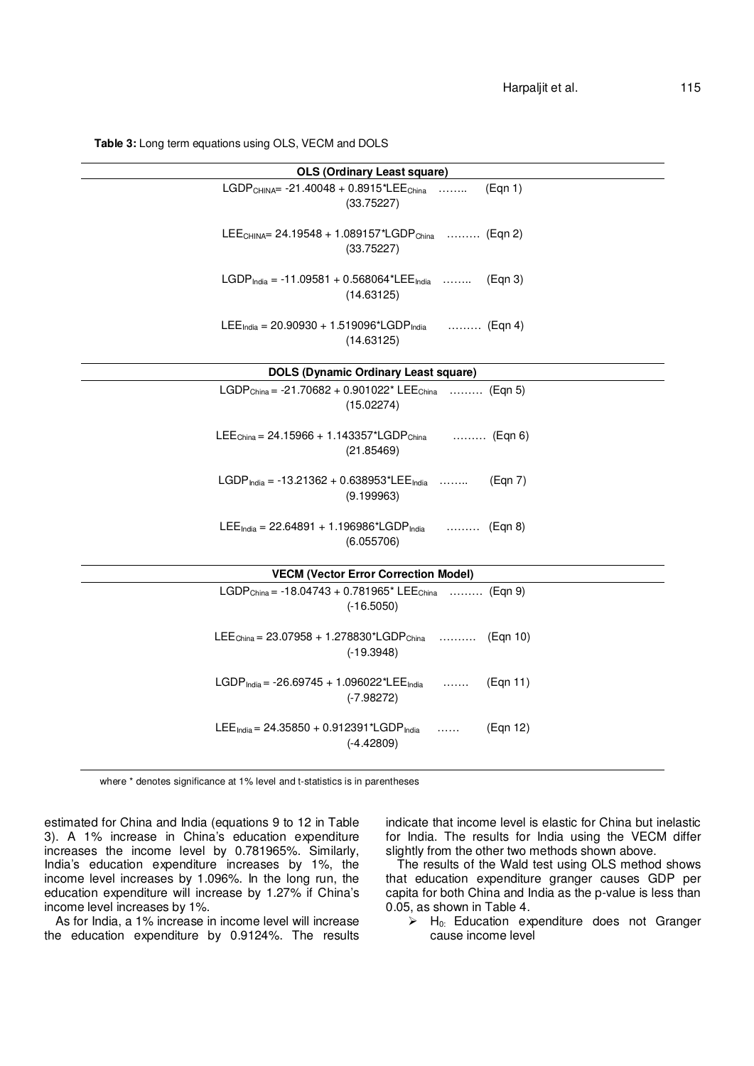**Table 3:** Long term equations using OLS, VECM and DOLS

**OLS (Ordinary Least square)**

$$LGDP_{CHINA} = -21.40048 + 0.8915^{*}LEE_{China} \quad \text{…….. (Eqn 1)}$$
(33.75227)

$$LEE_{CHINA} = 24.19548 + 1.089157^{*}LGDP_{China} \quad \text{……… (Eqn 2)}$$
(33.75227)

$$LGDP_{India} = -11.09581 + 0.568064^{*}LEE_{India} \quad \text{…….. (Eqn 3)}$$
(14.63125)

$$LEE_{India} = 20.90930 + 1.519096^{*}LGDP_{India} \quad \text{……… (Eqn 4)}$$
(14.63125)

**DOLS (Dynamic Ordinary Least square)**

$$LGDP_{China} = -21.70682 + 0.901022^{*} LEE_{China} \quad \text{……… (Eqn 5)}$$
(15.02274)

$$LEE_{China} = 24.15966 + 1.143357^{*}LGDP_{China} \quad \text{……… (Eqn 6)}$$
(21.85469)

$$LGDP_{India} = -13.21362 + 0.638953^{*}LEE_{India} \quad \text{…….. (Eqn 7)}$$
(9.199963)

$$LEE_{India} = 22.64891 + 1.196986^{*}LGDP_{India} \quad \text{……… (Eqn 8)}$$
(6.055706)

**VECM (Vector Error Correction Model)**

$$LGDP_{China} = -18.04743 + 0.781965^{*} LEE_{China} \quad \text{……… (Eqn 9)}$$
(-16.5050)

$$LEE_{China} = 23.07958 + 1.278830^{*}LGDP_{China} \quad \text{……… (Eqn 10)}$$
(-19.3948)

$$LGDP_{India} = -26.69745 + 1.096022^{*}LEE_{India} \quad \text{……. (Eqn 11)}$$
(-7.98272)

$$LEE_{India} = 24.35850 + 0.912391^{*}LGDP_{India} \quad \text{…… (Eqn 12)}$$
(-4.42809)

where * denotes significance at 1% level and t-statistics is in parentheses

estimated for China and India (equations 9 to 12 in Table 3). A 1% increase in China's education expenditure increases the income level by 0.781965%. Similarly, India's education expenditure increases by 1%, the income level increases by 1.096%. In the long run, the education expenditure will increase by 1.27% if China's income level increases by 1%.

As for India, a 1% increase in income level will increase the education expenditure by 0.9124%. The results indicate that income level is elastic for China but inelastic for India. The results for India using the VECM differ slightly from the other two methods shown above.

The results of the Wald test using OLS method shows that education expenditure granger causes GDP per capita for both China and India as the p-value is less than 0.05, as shown in Table 4.

- $H_0$: Education expenditure does not Granger cause income level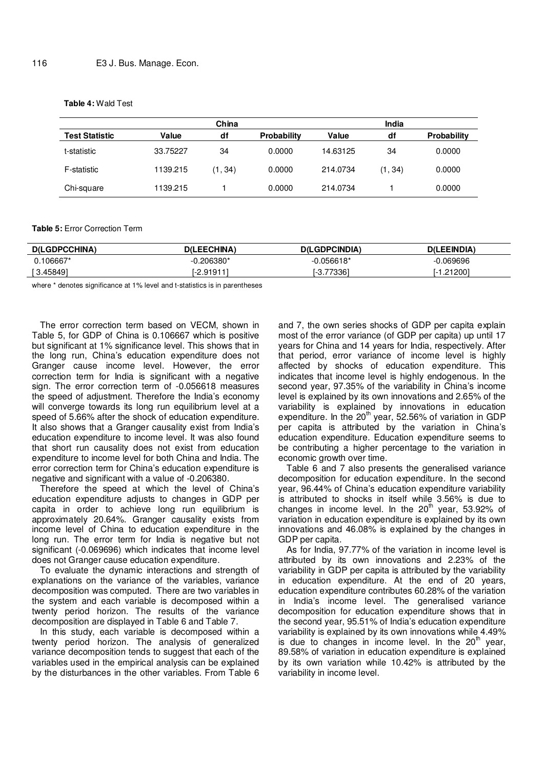**Table 4:** Wald Test

| | China | | | India | | |
|---|---|---|---|---|---|---|
| **Test Statistic** | **Value** | **df** | **Probability** | **Value** | **df** | **Probability** |
| t-statistic | 33.75227 | 34 | 0.0000 | 14.63125 | 34 | 0.0000 |
| F-statistic | 1139.215 | (1, 34) | 0.0000 | 214.0734 | (1, 34) | 0.0000 |
| Chi-square | 1139.215 | 1 | 0.0000 | 214.0734 | 1 | 0.0000 |

**Table 5:** Error Correction Term

| D(LGDPCCHINA) | D(LEECHINA) | D(LGDPCINDIA) | D(LEEINDIA) |
|---|---|---|---|
| 0.106667* | -0.206380* | -0.056618* | -0.069696 |
| [ 3.45849] | [-2.91911] | [-3.77336] | [-1.21200] |

where * denotes significance at 1% level and t-statistics is in parentheses

The error correction term based on VECM, shown in Table 5, for GDP of China is 0.106667 which is positive but significant at 1% significance level. This shows that in the long run, China's education expenditure does not Granger cause income level. However, the error correction term for India is significant with a negative sign. The error correction term of -0.056618 measures the speed of adjustment. Therefore the India's economy will converge towards its long run equilibrium level at a speed of 5.66% after the shock of education expenditure. It also shows that a Granger causality exist from India's education expenditure to income level. It was also found that short run causality does not exist from education expenditure to income level for both China and India. The error correction term for China's education expenditure is negative and significant with a value of -0.206380.

Therefore the speed at which the level of China's education expenditure adjusts to changes in GDP per capita in order to achieve long run equilibrium is approximately 20.64%. Granger causality exists from income level of China to education expenditure in the long run. The error term for India is negative but not significant (-0.069696) which indicates that income level does not Granger cause education expenditure.

To evaluate the dynamic interactions and strength of explanations on the variance of the variables, variance decomposition was computed. There are two variables in the system and each variable is decomposed within a twenty period horizon. The results of the variance decomposition are displayed in Table 6 and Table 7.

In this study, each variable is decomposed within a twenty period horizon. The analysis of generalized variance decomposition tends to suggest that each of the variables used in the empirical analysis can be explained by the disturbances in the other variables. From Table 6 and 7, the own series shocks of GDP per capita explain most of the error variance (of GDP per capita) up until 17 years for China and 14 years for India, respectively. After that period, error variance of income level is highly affected by shocks of education expenditure. This indicates that income level is highly endogenous. In the second year, 97.35% of the variability in China's income level is explained by its own innovations and 2.65% of the variability is explained by innovations in education expenditure. In the 20th year, 52.56% of variation in GDP per capita is attributed by the variation in China's education expenditure. Education expenditure seems to be contributing a higher percentage to the variation in economic growth over time.

Table 6 and 7 also presents the generalised variance decomposition for education expenditure. In the second year, 96.44% of China's education expenditure variability is attributed to shocks in itself while 3.56% is due to changes in income level. In the 20th year, 53.92% of variation in education expenditure is explained by its own innovations and 46.08% is explained by the changes in GDP per capita.

As for India, 97.77% of the variation in income level is attributed by its own innovations and 2.23% of the variability in GDP per capita is attributed by the variability in education expenditure. At the end of 20 years, education expenditure contributes 60.28% of the variation in India's income level. The generalised variance decomposition for education expenditure shows that in the second year, 95.51% of India's education expenditure variability is explained by its own innovations while 4.49% is due to changes in income level. In the 20th year, 89.58% of variation in education expenditure is explained by its own variation while 10.42% is attributed by the variability in income level.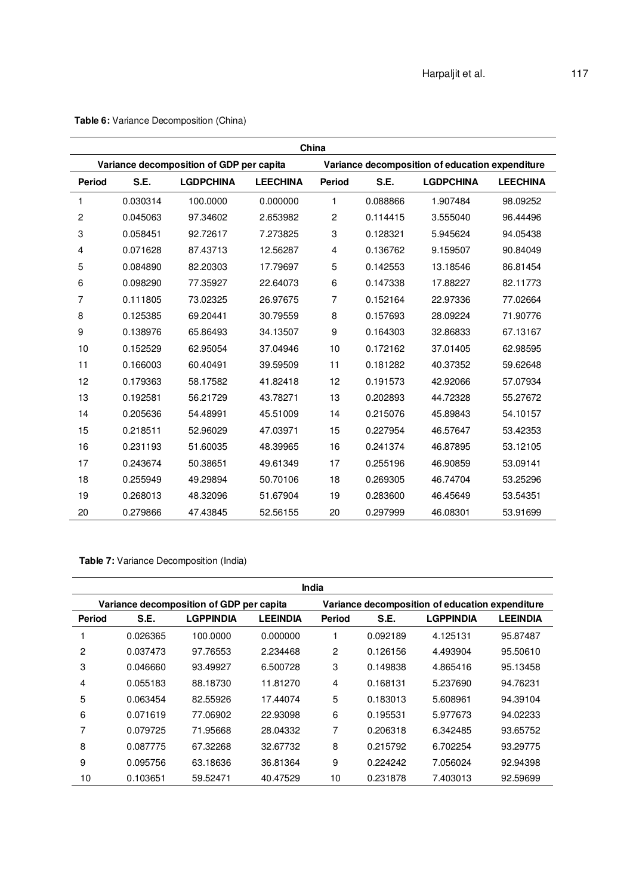**Table 6:** Variance Decomposition (China)

| China | | | | | | | |
|---|---|---|---|---|---|---|---|
| Variance decomposition of GDP per capita | | | | Variance decomposition of education expenditure | | | |
| Period | S.E. | LGDPCHINA | LEECHINA | Period | S.E. | LGDPCHINA | LEECHINA |
| 1 | 0.030314 | 100.0000 | 0.000000 | 1 | 0.088866 | 1.907484 | 98.09252 |
| 2 | 0.045063 | 97.34602 | 2.653982 | 2 | 0.114415 | 3.555040 | 96.44496 |
| 3 | 0.058451 | 92.72617 | 7.273825 | 3 | 0.128321 | 5.945624 | 94.05438 |
| 4 | 0.071628 | 87.43713 | 12.56287 | 4 | 0.136762 | 9.159507 | 90.84049 |
| 5 | 0.084890 | 82.20303 | 17.79697 | 5 | 0.142553 | 13.18546 | 86.81454 |
| 6 | 0.098290 | 77.35927 | 22.64073 | 6 | 0.147338 | 17.88227 | 82.11773 |
| 7 | 0.111805 | 73.02325 | 26.97675 | 7 | 0.152164 | 22.97336 | 77.02664 |
| 8 | 0.125385 | 69.20441 | 30.79559 | 8 | 0.157693 | 28.09224 | 71.90776 |
| 9 | 0.138976 | 65.86493 | 34.13507 | 9 | 0.164303 | 32.86833 | 67.13167 |
| 10 | 0.152529 | 62.95054 | 37.04946 | 10 | 0.172162 | 37.01405 | 62.98595 |
| 11 | 0.166003 | 60.40491 | 39.59509 | 11 | 0.181282 | 40.37352 | 59.62648 |
| 12 | 0.179363 | 58.17582 | 41.82418 | 12 | 0.191573 | 42.92066 | 57.07934 |
| 13 | 0.192581 | 56.21729 | 43.78271 | 13 | 0.202893 | 44.72328 | 55.27672 |
| 14 | 0.205636 | 54.48991 | 45.51009 | 14 | 0.215076 | 45.89843 | 54.10157 |
| 15 | 0.218511 | 52.96029 | 47.03971 | 15 | 0.227954 | 46.57647 | 53.42353 |
| 16 | 0.231193 | 51.60035 | 48.39965 | 16 | 0.241374 | 46.87895 | 53.12105 |
| 17 | 0.243674 | 50.38651 | 49.61349 | 17 | 0.255196 | 46.90859 | 53.09141 |
| 18 | 0.255949 | 49.29894 | 50.70106 | 18 | 0.269305 | 46.74704 | 53.25296 |
| 19 | 0.268013 | 48.32096 | 51.67904 | 19 | 0.283600 | 46.45649 | 53.54351 |
| 20 | 0.279866 | 47.43845 | 52.56155 | 20 | 0.297999 | 46.08301 | 53.91699 |

**Table 7:** Variance Decomposition (India)

| India | | | | | | | |
|---|---|---|---|---|---|---|---|
| Variance decomposition of GDP per capita | | | | Variance decomposition of education expenditure | | | |
| Period | S.E. | LGPPINDIA | LEEINDIA | Period | S.E. | LGPPINDIA | LEEINDIA |
| 1 | 0.026365 | 100.0000 | 0.000000 | 1 | 0.092189 | 4.125131 | 95.87487 |
| 2 | 0.037473 | 97.76553 | 2.234468 | 2 | 0.126156 | 4.493904 | 95.50610 |
| 3 | 0.046660 | 93.49927 | 6.500728 | 3 | 0.149838 | 4.865416 | 95.13458 |
| 4 | 0.055183 | 88.18730 | 11.81270 | 4 | 0.168131 | 5.237690 | 94.76231 |
| 5 | 0.063454 | 82.55926 | 17.44074 | 5 | 0.183013 | 5.608961 | 94.39104 |
| 6 | 0.071619 | 77.06902 | 22.93098 | 6 | 0.195531 | 5.977673 | 94.02233 |
| 7 | 0.079725 | 71.95668 | 28.04332 | 7 | 0.206318 | 6.342485 | 93.65752 |
| 8 | 0.087775 | 67.32268 | 32.67732 | 8 | 0.215792 | 6.702254 | 93.29775 |
| 9 | 0.095756 | 63.18636 | 36.81364 | 9 | 0.224242 | 7.056024 | 92.94398 |
| 10 | 0.103651 | 59.52471 | 40.47529 | 10 | 0.231878 | 7.403013 | 92.59699 |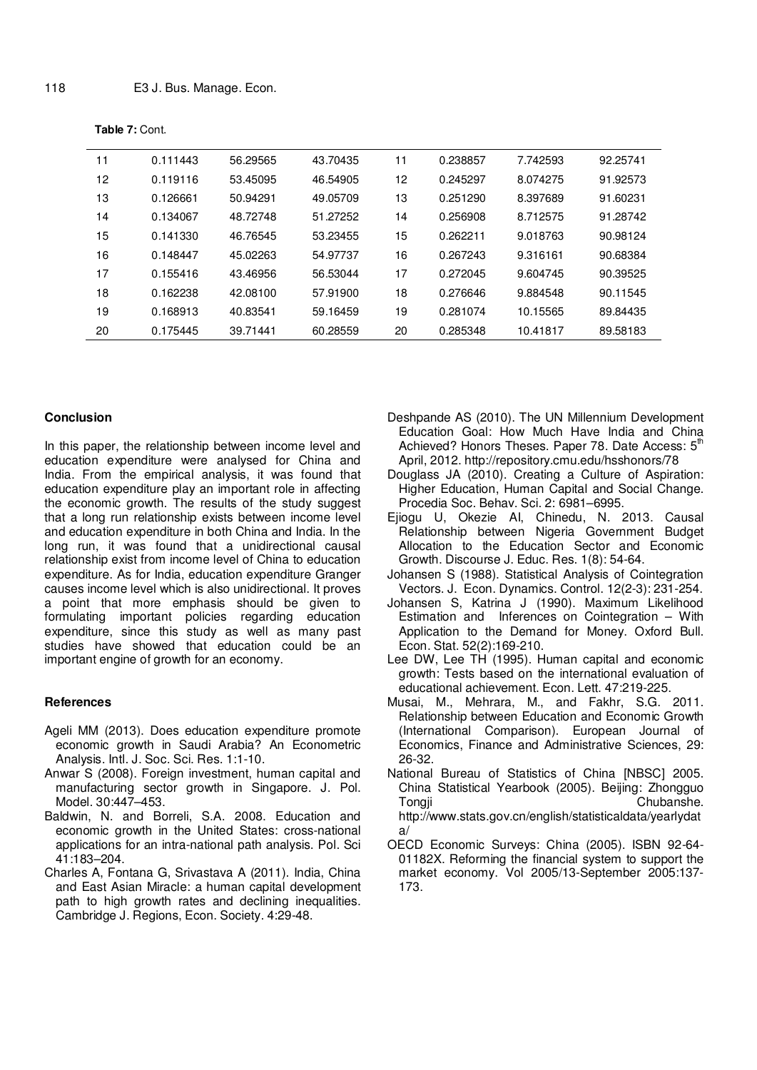**Table 7:** Cont.

| | | | | | | | |
|---|---|---|---|---|---|---|---|
| 11 | 0.111443 | 56.29565 | 43.70435 | 11 | 0.238857 | 7.742593 | 92.25741 |
| 12 | 0.119116 | 53.45095 | 46.54905 | 12 | 0.245297 | 8.074275 | 91.92573 |
| 13 | 0.126661 | 50.94291 | 49.05709 | 13 | 0.251290 | 8.397689 | 91.60231 |
| 14 | 0.134067 | 48.72748 | 51.27252 | 14 | 0.256908 | 8.712575 | 91.28742 |
| 15 | 0.141330 | 46.76545 | 53.23455 | 15 | 0.262211 | 9.018763 | 90.98124 |
| 16 | 0.148447 | 45.02263 | 54.97737 | 16 | 0.267243 | 9.316161 | 90.68384 |
| 17 | 0.155416 | 43.46956 | 56.53044 | 17 | 0.272045 | 9.604745 | 90.39525 |
| 18 | 0.162238 | 42.08100 | 57.91900 | 18 | 0.276646 | 9.884548 | 90.11545 |
| 19 | 0.168913 | 40.83541 | 59.16459 | 19 | 0.281074 | 10.15565 | 89.84435 |
| 20 | 0.175445 | 39.71441 | 60.28559 | 20 | 0.285348 | 10.41817 | 89.58183 |

## Conclusion

In this paper, the relationship between income level and education expenditure were analysed for China and India. From the empirical analysis, it was found that education expenditure play an important role in affecting the economic growth. The results of the study suggest that a long run relationship exists between income level and education expenditure in both China and India. In the long run, it was found that a unidirectional causal relationship exist from income level of China to education expenditure. As for India, education expenditure Granger causes income level which is also unidirectional. It proves a point that more emphasis should be given to formulating important policies regarding education expenditure, since this study as well as many past studies have showed that education could be an important engine of growth for an economy.

## References

Ageli MM (2013). Does education expenditure promote economic growth in Saudi Arabia? An Econometric Analysis. Intl. J. Soc. Sci. Res. 1:1-10.

Anwar S (2008). Foreign investment, human capital and manufacturing sector growth in Singapore. J. Pol. Model. 30:447–453.

Baldwin, N. and Borreli, S.A. 2008. Education and economic growth in the United States: cross-national applications for an intra-national path analysis. Pol. Sci 41:183–204.

Charles A, Fontana G, Srivastava A (2011). India, China and East Asian Miracle: a human capital development path to high growth rates and declining inequalities. Cambridge J. Regions, Econ. Society. 4:29-48.

Deshpande AS (2010). The UN Millennium Development Education Goal: How Much Have India and China Achieved? Honors Theses. Paper 78. Date Access: 5th April, 2012. http://repository.cmu.edu/hsshonors/78

Douglass JA (2010). Creating a Culture of Aspiration: Higher Education, Human Capital and Social Change. Procedia Soc. Behav. Sci. 2: 6981–6995.

Ejiogu U, Okezie AI, Chinedu, N. 2013. Causal Relationship between Nigeria Government Budget Allocation to the Education Sector and Economic Growth. Discourse J. Educ. Res. 1(8): 54-64.

Johansen S (1988). Statistical Analysis of Cointegration Vectors. J. Econ. Dynamics. Control. 12(2-3): 231-254.

Johansen S, Katrina J (1990). Maximum Likelihood Estimation and Inferences on Cointegration – With Application to the Demand for Money. Oxford Bull. Econ. Stat. 52(2):169-210.

Lee DW, Lee TH (1995). Human capital and economic growth: Tests based on the international evaluation of educational achievement. Econ. Lett. 47:219-225.

Musai, M., Mehrara, M., and Fakhr, S.G. 2011. Relationship between Education and Economic Growth (International Comparison). European Journal of Economics, Finance and Administrative Sciences, 29: 26-32.

National Bureau of Statistics of China [NBSC] 2005. China Statistical Yearbook (2005). Beijing: Zhongguo Tongji Chubanshe. http://www.stats.gov.cn/english/statisticaldata/yearlydata/

OECD Economic Surveys: China (2005). ISBN 92-64-01182X. Reforming the financial system to support the market economy. Vol 2005/13-September 2005:137-173.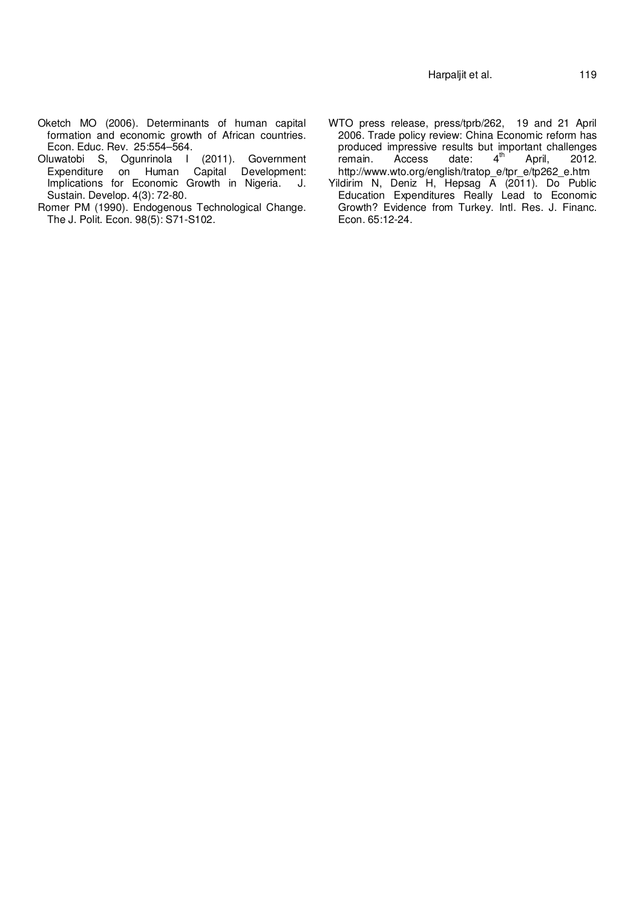Oketch MO (2006). Determinants of human capital formation and economic growth of African countries. Econ. Educ. Rev. 25:554–564.

Oluwatobi S, Ogunrinola I (2011). Government Expenditure on Human Capital Development: Implications for Economic Growth in Nigeria. J. Sustain. Develop. 4(3): 72-80.

Romer PM (1990). Endogenous Technological Change. The J. Polit. Econ. 98(5): S71-S102.

WTO press release, press/tprb/262, 19 and 21 April 2006. Trade policy review: China Economic reform has produced impressive results but important challenges remain. Access date: 4th April, 2012. http://www.wto.org/english/tratop_e/tpr_e/tp262_e.htm

Yildirim N, Deniz H, Hepsag A (2011). Do Public Education Expenditures Really Lead to Economic Growth? Evidence from Turkey. Intl. Res. J. Financ. Econ. 65:12-24.